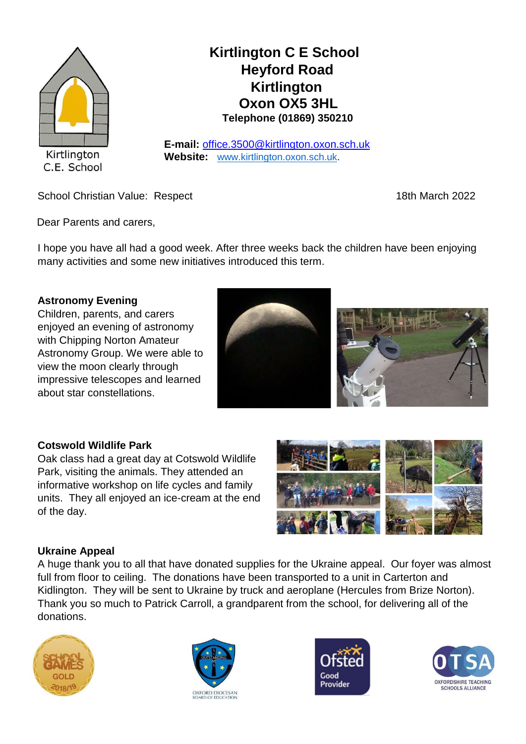Kirtlington C.E. School

# Kirtlington C E School
# Heyford Road
# Kirtlington
# Oxon OX5 3HL

**Telephone (01869) 350210**

**E-mail:** office.3500@kirtlington.oxon.sch.uk
**Website:** www.kirtlington.oxon.sch.uk.

School Christian Value: Respect

18th March 2022

Dear Parents and carers,

I hope you have all had a good week. After three weeks back the children have been enjoying many activities and some new initiatives introduced this term.

**Astronomy Evening**

Children, parents, and carers enjoyed an evening of astronomy with Chipping Norton Amateur Astronomy Group. We were able to view the moon clearly through impressive telescopes and learned about star constellations.

**Cotswold Wildlife Park**

Oak class had a great day at Cotswold Wildlife Park, visiting the animals. They attended an informative workshop on life cycles and family units. They all enjoyed an ice-cream at the end of the day.

**Ukraine Appeal**

A huge thank you to all that have donated supplies for the Ukraine appeal. Our foyer was almost full from floor to ceiling. The donations have been transported to a unit in Carterton and Kidlington. They will be sent to Ukraine by truck and aeroplane (Hercules from Brize Norton). Thank you so much to Patrick Carroll, a grandparent from the school, for delivering all of the donations.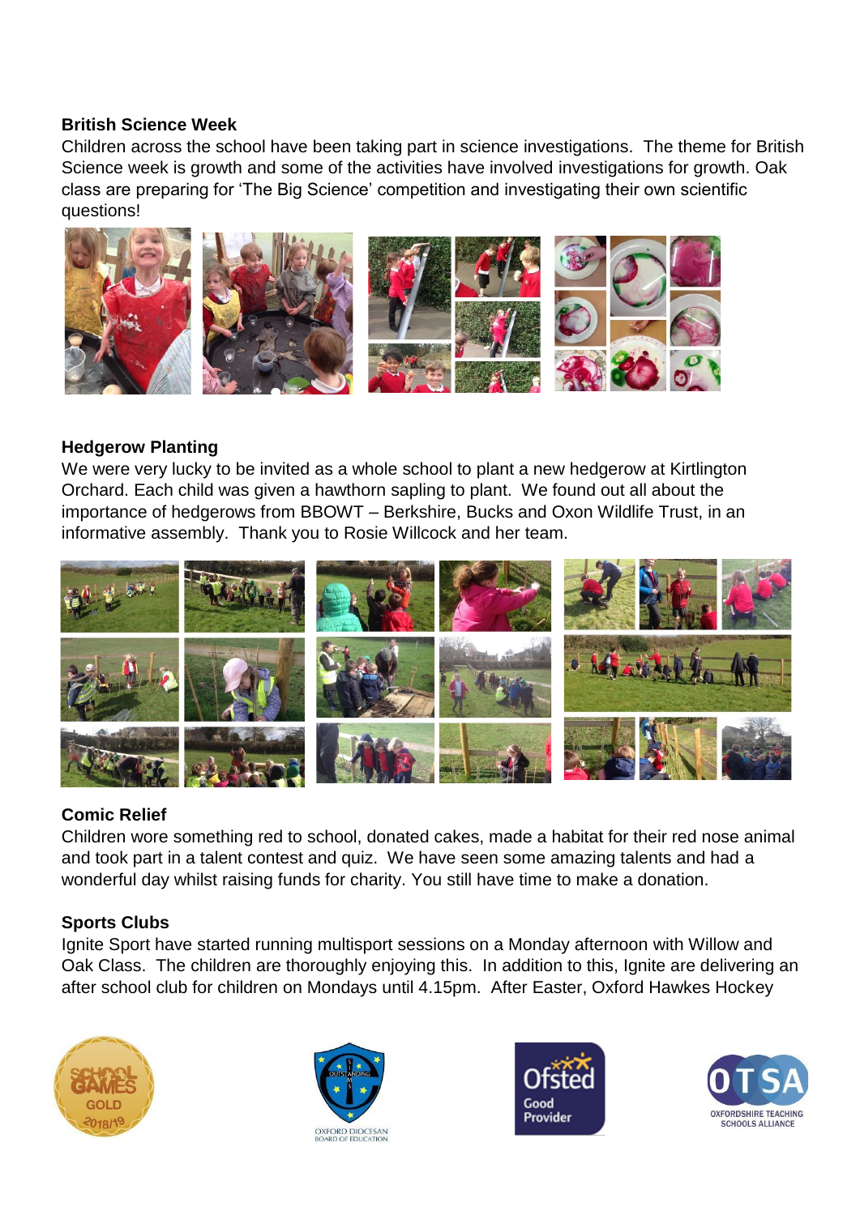**British Science Week**

Children across the school have been taking part in science investigations. The theme for British Science week is growth and some of the activities have involved investigations for growth. Oak class are preparing for 'The Big Science' competition and investigating their own scientific questions!

**Hedgerow Planting**

We were very lucky to be invited as a whole school to plant a new hedgerow at Kirtlington Orchard. Each child was given a hawthorn sapling to plant. We found out all about the importance of hedgerows from BBOWT – Berkshire, Bucks and Oxon Wildlife Trust, in an informative assembly. Thank you to Rosie Willcock and her team.

**Comic Relief**

Children wore something red to school, donated cakes, made a habitat for their red nose animal and took part in a talent contest and quiz. We have seen some amazing talents and had a wonderful day whilst raising funds for charity. You still have time to make a donation.

**Sports Clubs**

Ignite Sport have started running multisport sessions on a Monday afternoon with Willow and Oak Class. The children are thoroughly enjoying this. In addition to this, Ignite are delivering an after school club for children on Mondays until 4.15pm. After Easter, Oxford Hawkes Hockey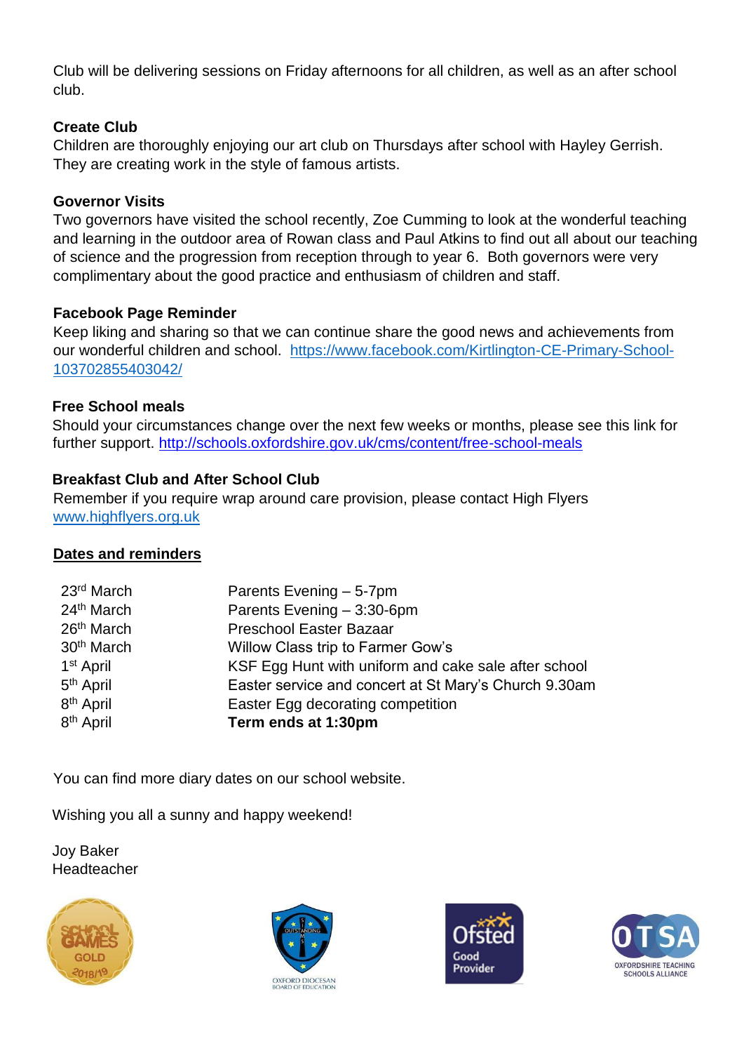Club will be delivering sessions on Friday afternoons for all children, as well as an after school club.

**Create Club**
Children are thoroughly enjoying our art club on Thursdays after school with Hayley Gerrish. They are creating work in the style of famous artists.

**Governor Visits**
Two governors have visited the school recently, Zoe Cumming to look at the wonderful teaching and learning in the outdoor area of Rowan class and Paul Atkins to find out all about our teaching of science and the progression from reception through to year 6. Both governors were very complimentary about the good practice and enthusiasm of children and staff.

**Facebook Page Reminder**
Keep liking and sharing so that we can continue share the good news and achievements from our wonderful children and school. https://www.facebook.com/Kirtlington-CE-Primary-School-103702855403042/

**Free School meals**
Should your circumstances change over the next few weeks or months, please see this link for further support. http://schools.oxfordshire.gov.uk/cms/content/free-school-meals

**Breakfast Club and After School Club**
Remember if you require wrap around care provision, please contact High Flyers www.highflyers.org.uk

**Dates and reminders**

| | |
|---|---|
| 23rd March | Parents Evening – 5-7pm |
| 24th March | Parents Evening – 3:30-6pm |
| 26th March | Preschool Easter Bazaar |
| 30th March | Willow Class trip to Farmer Gow's |
| 1st April | KSF Egg Hunt with uniform and cake sale after school |
| 5th April | Easter service and concert at St Mary's Church 9.30am |
| 8th April | Easter Egg decorating competition |
| 8th April | **Term ends at 1:30pm** |

You can find more diary dates on our school website.

Wishing you all a sunny and happy weekend!

Joy Baker
Headteacher